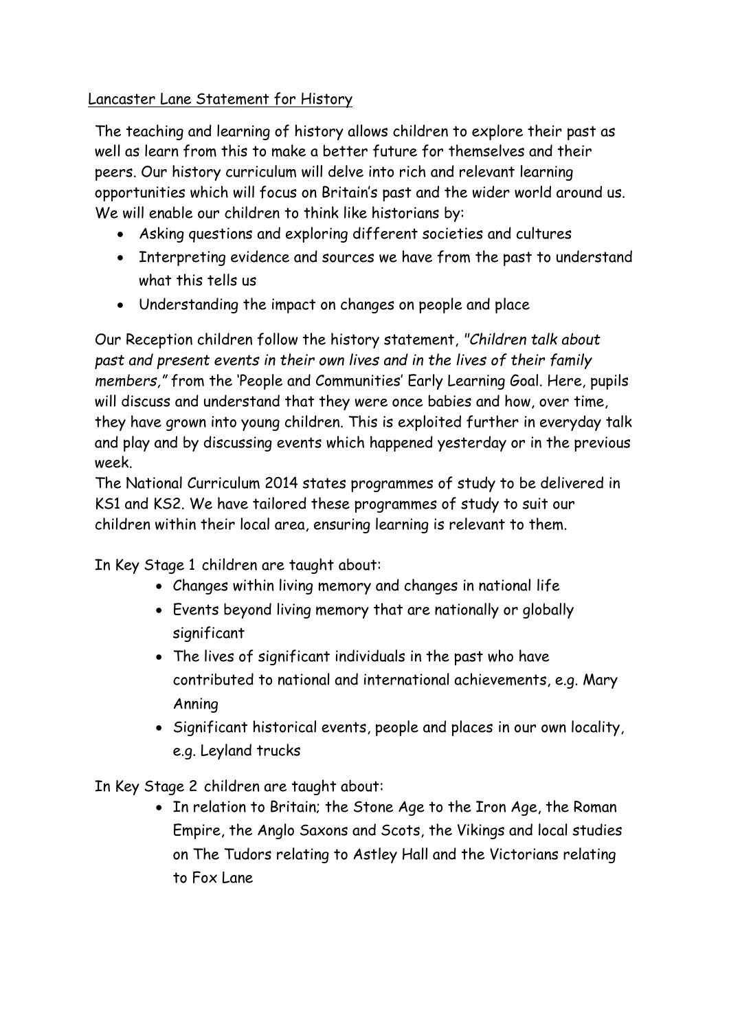# Lancaster Lane Statement for History

The teaching and learning of history allows children to explore their past as well as learn from this to make a better future for themselves and their peers. Our history curriculum will delve into rich and relevant learning opportunities which will focus on Britain's past and the wider world around us. We will enable our children to think like historians by:

- Asking questions and exploring different societies and cultures
- Interpreting evidence and sources we have from the past to understand what this tells us
- Understanding the impact on changes on people and place

Our Reception children follow the history statement, *"Children talk about past and present events in their own lives and in the lives of their family members,"* from the 'People and Communities' Early Learning Goal. Here, pupils will discuss and understand that they were once babies and how, over time, they have grown into young children. This is exploited further in everyday talk and play and by discussing events which happened yesterday or in the previous week.

The National Curriculum 2014 states programmes of study to be delivered in KS1 and KS2. We have tailored these programmes of study to suit our children within their local area, ensuring learning is relevant to them.

In Key Stage 1 children are taught about:

- Changes within living memory and changes in national life
- Events beyond living memory that are nationally or globally significant
- The lives of significant individuals in the past who have contributed to national and international achievements, e.g. Mary Anning
- Significant historical events, people and places in our own locality, e.g. Leyland trucks

In Key Stage 2 children are taught about:

- In relation to Britain; the Stone Age to the Iron Age, the Roman Empire, the Anglo Saxons and Scots, the Vikings and local studies on The Tudors relating to Astley Hall and the Victorians relating to Fox Lane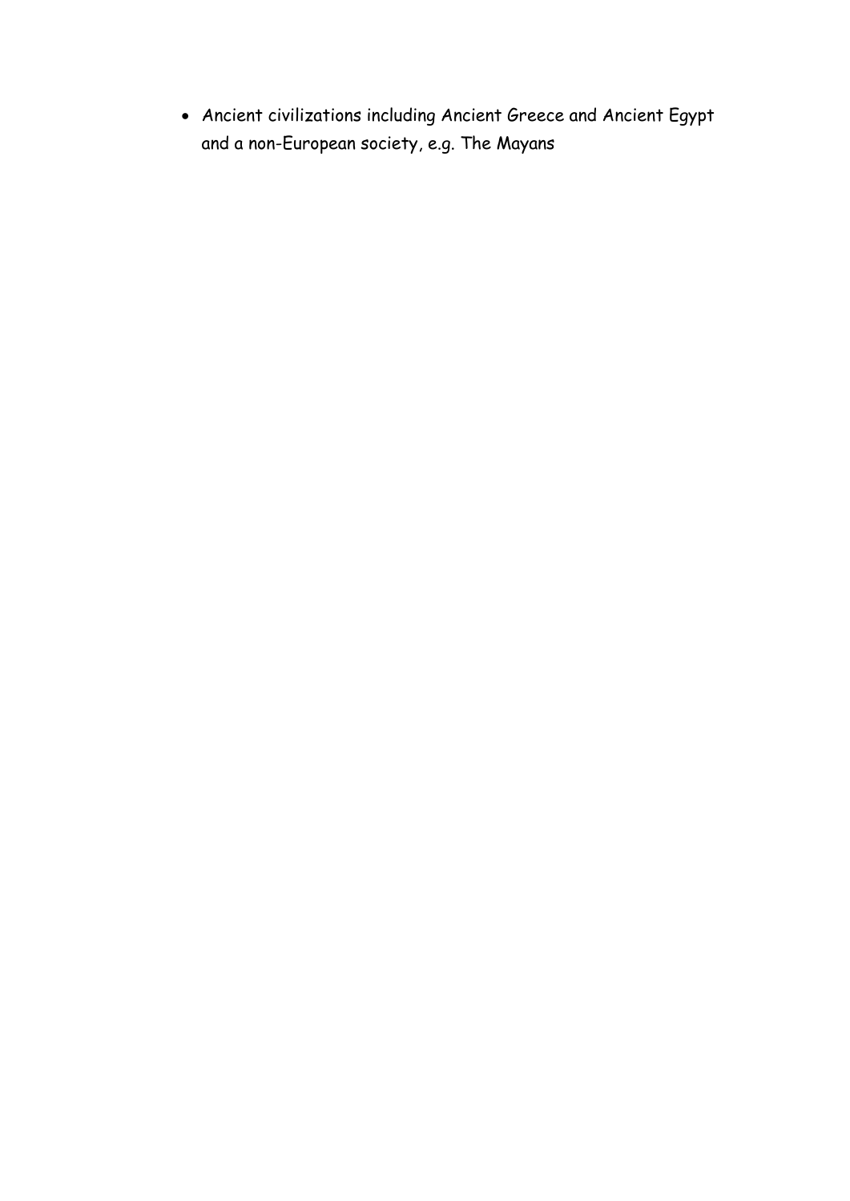- Ancient civilizations including Ancient Greece and Ancient Egypt and a non-European society, e.g. The Mayans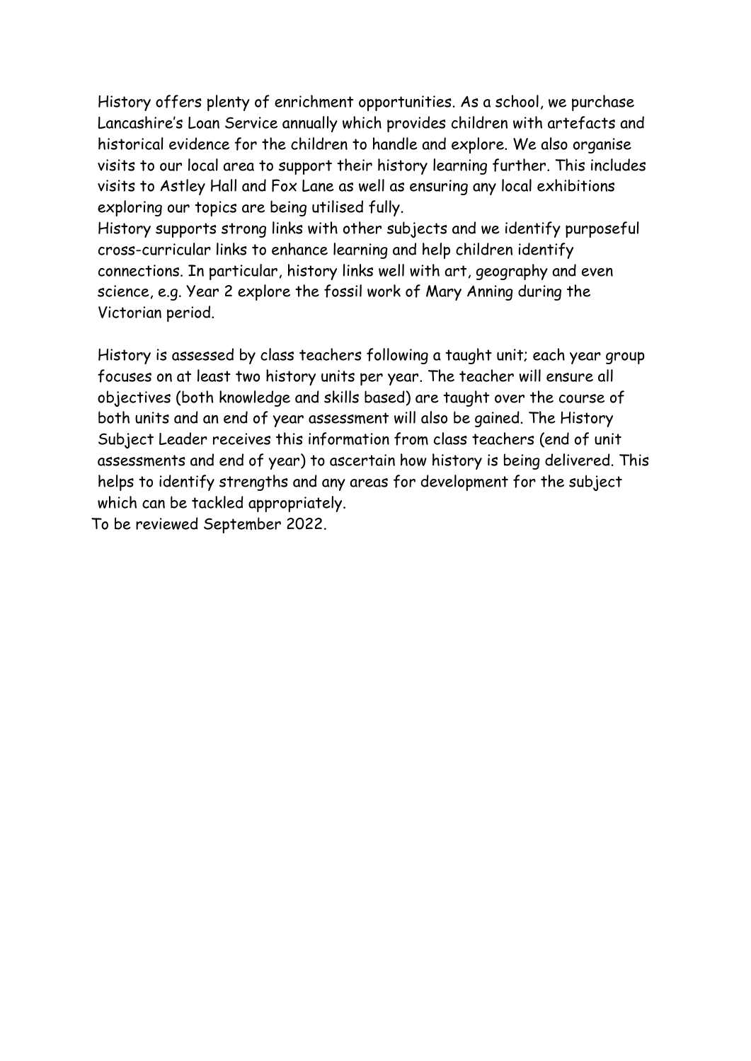History offers plenty of enrichment opportunities. As a school, we purchase Lancashire's Loan Service annually which provides children with artefacts and historical evidence for the children to handle and explore. We also organise visits to our local area to support their history learning further. This includes visits to Astley Hall and Fox Lane as well as ensuring any local exhibitions exploring our topics are being utilised fully.

History supports strong links with other subjects and we identify purposeful cross-curricular links to enhance learning and help children identify connections. In particular, history links well with art, geography and even science, e.g. Year 2 explore the fossil work of Mary Anning during the Victorian period.

History is assessed by class teachers following a taught unit; each year group focuses on at least two history units per year. The teacher will ensure all objectives (both knowledge and skills based) are taught over the course of both units and an end of year assessment will also be gained. The History Subject Leader receives this information from class teachers (end of unit assessments and end of year) to ascertain how history is being delivered. This helps to identify strengths and any areas for development for the subject which can be tackled appropriately.

To be reviewed September 2022.